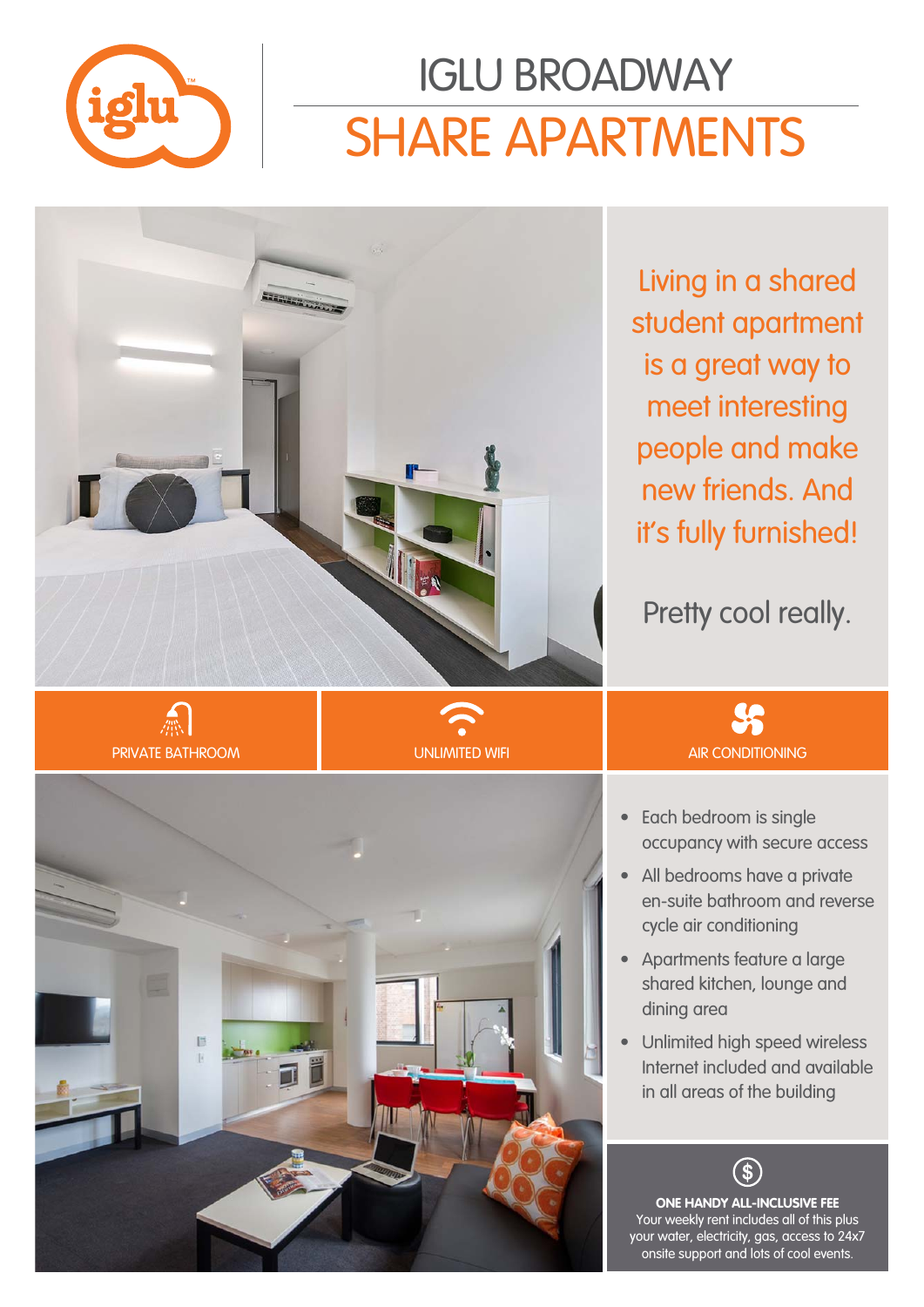# IGLU BROADWAY

# SHARE APARTMENTS

Living in a shared student apartment is a great way to meet interesting people and make new friends. And it's fully furnished!

Pretty cool really.

PRIVATE BATHROOM

UNLIMITED WIFI

AIR CONDITIONING

- Each bedroom is single occupancy with secure access
- All bedrooms have a private en-suite bathroom and reverse cycle air conditioning
- Apartments feature a large shared kitchen, lounge and dining area
- Unlimited high speed wireless Internet included and available in all areas of the building

**ONE HANDY ALL-INCLUSIVE FEE**

Your weekly rent includes all of this plus your water, electricity, gas, access to 24x7 onsite support and lots of cool events.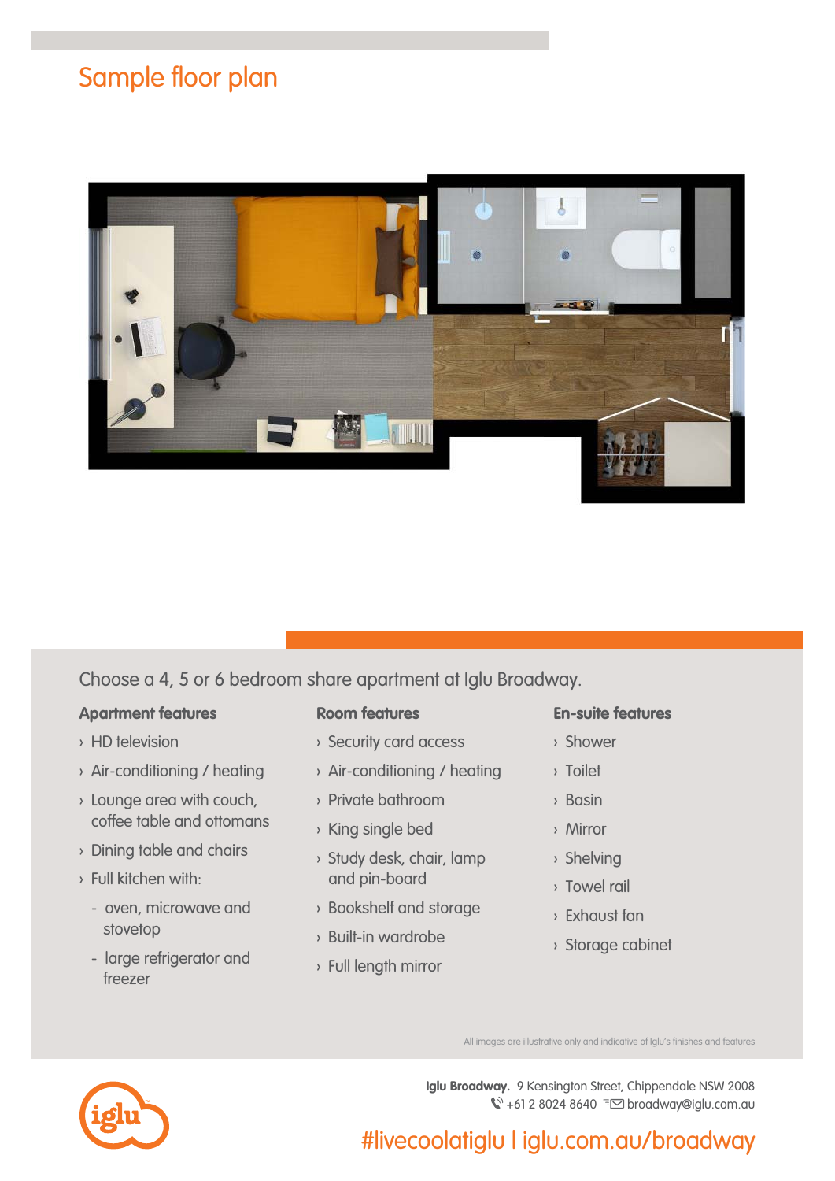## Sample floor plan

Choose a 4, 5 or 6 bedroom share apartment at Iglu Broadway.

**Apartment features**

- HD television
- Air-conditioning / heating
- Lounge area with couch, coffee table and ottomans
- Dining table and chairs
- Full kitchen with:
  - oven, microwave and stovetop
  - large refrigerator and freezer

**Room features**

- Security card access
- Air-conditioning / heating
- Private bathroom
- King single bed
- Study desk, chair, lamp and pin-board
- Bookshelf and storage
- Built-in wardrobe
- Full length mirror

**En-suite features**

- Shower
- Toilet
- Basin
- Mirror
- Shelving
- Towel rail
- Exhaust fan
- Storage cabinet

All images are illustrative only and indicative of Iglu's finishes and features

**Iglu Broadway.** 9 Kensington Street, Chippendale NSW 2008
+61 2 8024 8640 broadway@iglu.com.au

#livecoolatiglu I iglu.com.au/broadway